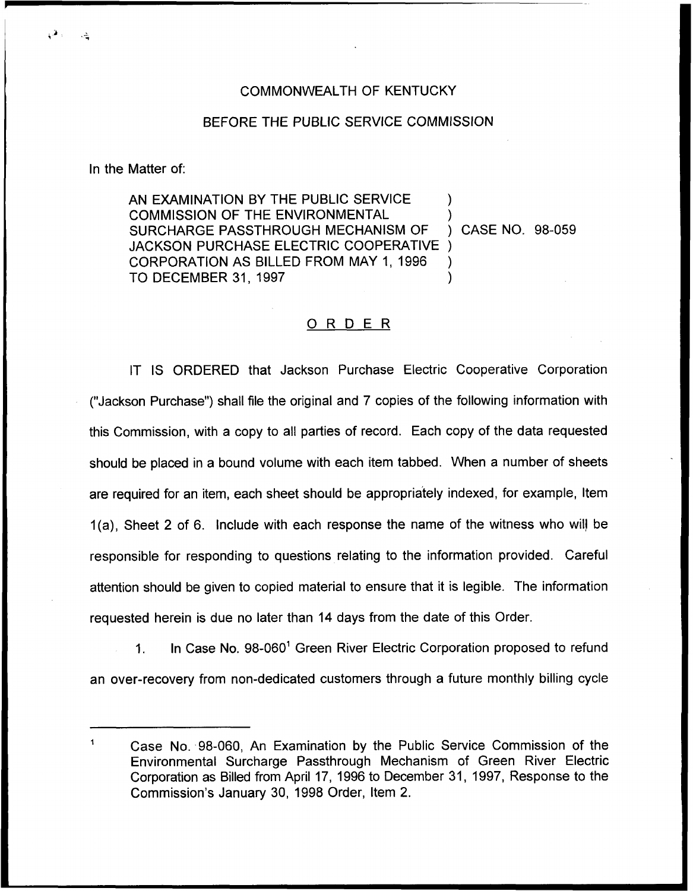COMMONWEALTH OF KENTUCKY

BEFORE THE PUBLIC SERVICE COMMISSION

In the Matter of:

AN EXAMINATION BY THE PUBLIC SERVICE COMMISSION OF THE ENVIRONMENTAL SURCHARGE PASSTHROUGH MECHANISM OF JACKSON PURCHASE ELECTRIC COOPERATIVE CORPORATION AS BILLED FROM MAY 1, 1996 TO DECEMBER 31, 1997 ) CASE NO. 98-059

## ORDER

IT IS ORDERED that Jackson Purchase Electric Cooperative Corporation ("Jackson Purchase") shall file the original and 7 copies of the following information with this Commission, with a copy to all parties of record. Each copy of the data requested should be placed in a bound volume with each item tabbed. When a number of sheets are required for an item, each sheet should be appropriately indexed, for example, Item 1(a), Sheet 2 of 6. Include with each response the name of the witness who will be responsible for responding to questions relating to the information provided. Careful attention should be given to copied material to ensure that it is legible. The information requested herein is due no later than 14 days from the date of this Order.

1. In Case No. 98-060[1] Green River Electric Corporation proposed to refund an over-recovery from non-dedicated customers through a future monthly billing cycle

[1] Case No. 98-060, An Examination by the Public Service Commission of the Environmental Surcharge Passthrough Mechanism of Green River Electric Corporation as Billed from April 17, 1996 to December 31, 1997, Response to the Commission's January 30, 1998 Order, Item 2.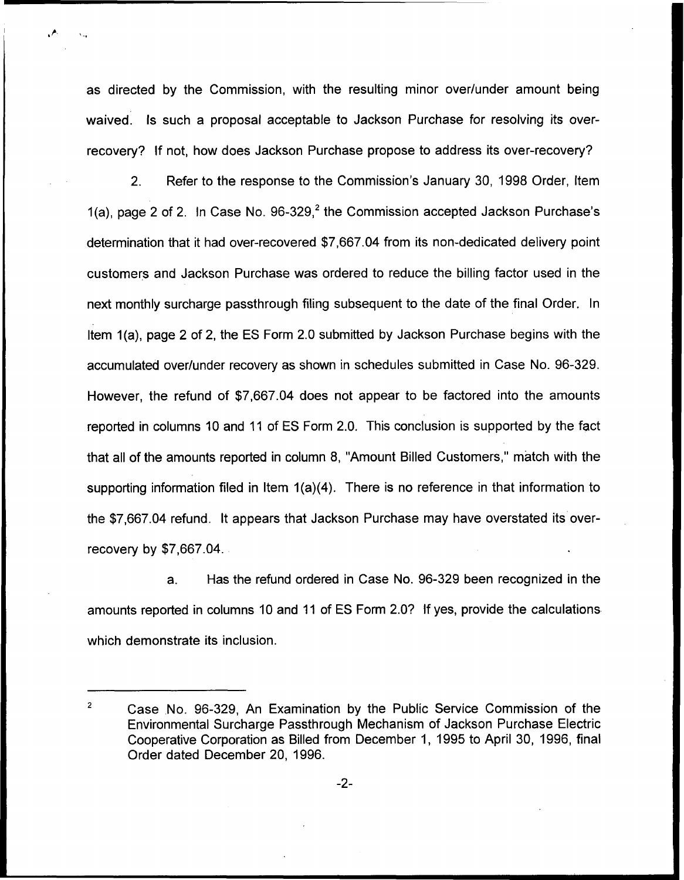as directed by the Commission, with the resulting minor over/under amount being waived. Is such a proposal acceptable to Jackson Purchase for resolving its over-recovery? If not, how does Jackson Purchase propose to address its over-recovery?

2. Refer to the response to the Commission's January 30, 1998 Order, Item 1(a), page 2 of 2. In Case No. 96-329,[2] the Commission accepted Jackson Purchase's determination that it had over-recovered $7,667.04 from its non-dedicated delivery point customers and Jackson Purchase was ordered to reduce the billing factor used in the next monthly surcharge passthrough filing subsequent to the date of the final Order. In Item 1(a), page 2 of 2, the ES Form 2.0 submitted by Jackson Purchase begins with the accumulated over/under recovery as shown in schedules submitted in Case No. 96-329. However, the refund of $7,667.04 does not appear to be factored into the amounts reported in columns 10 and 11 of ES Form 2.0. This conclusion is supported by the fact that all of the amounts reported in column 8, "Amount Billed Customers," match with the supporting information filed in Item 1(a)(4). There is no reference in that information to the $7,667.04 refund. It appears that Jackson Purchase may have overstated its over-recovery by $7,667.04.

a. Has the refund ordered in Case No. 96-329 been recognized in the amounts reported in columns 10 and 11 of ES Form 2.0? If yes, provide the calculations which demonstrate its inclusion.

---

[2] Case No. 96-329, An Examination by the Public Service Commission of the Environmental Surcharge Passthrough Mechanism of Jackson Purchase Electric Cooperative Corporation as Billed from December 1, 1995 to April 30, 1996, final Order dated December 20, 1996.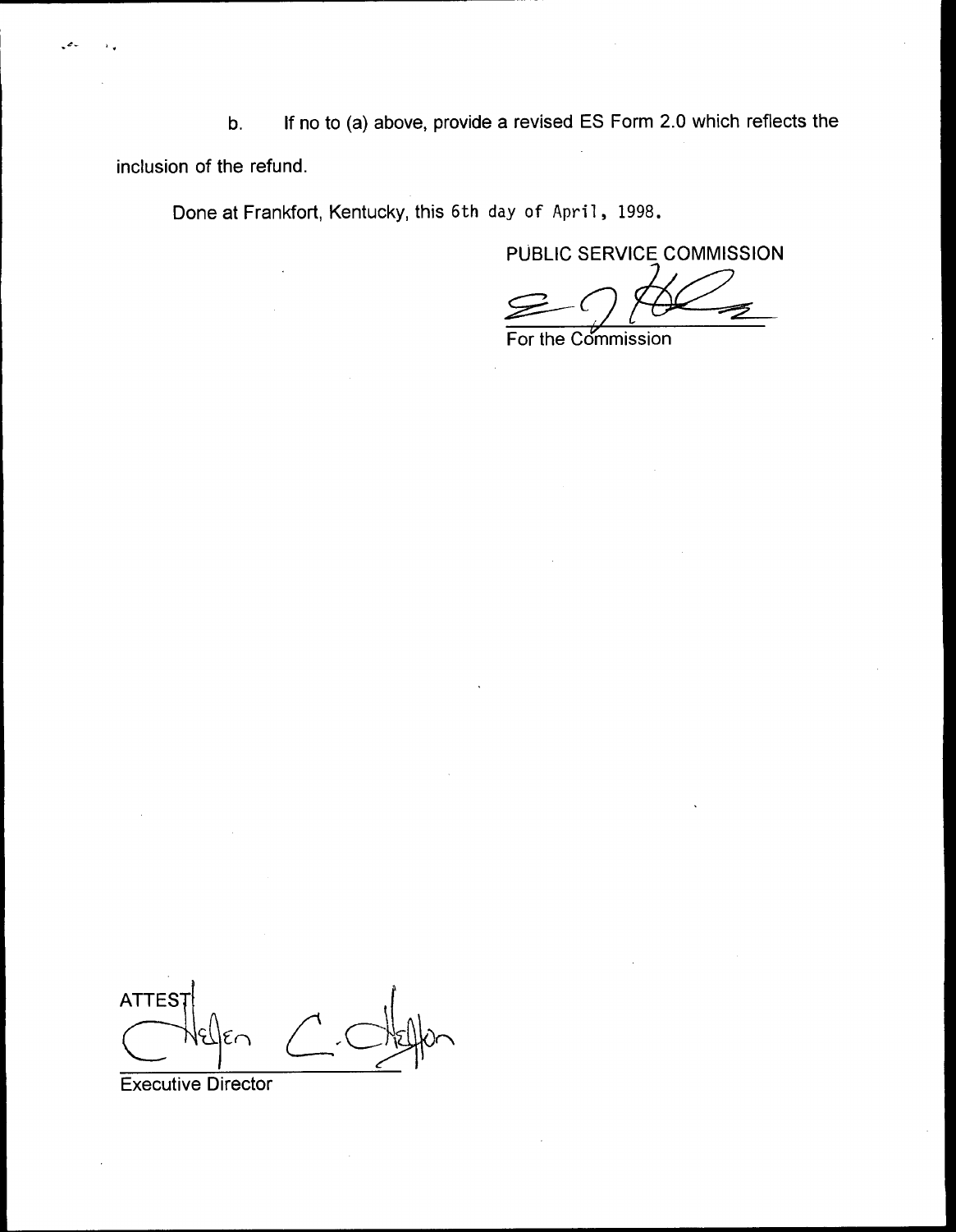b. If no to (a) above, provide a revised ES Form 2.0 which reflects the inclusion of the refund.

Done at Frankfort, Kentucky, this 6th day of April, 1998.

PUBLIC SERVICE COMMISSION

For the Commission

ATTEST:

Executive Director